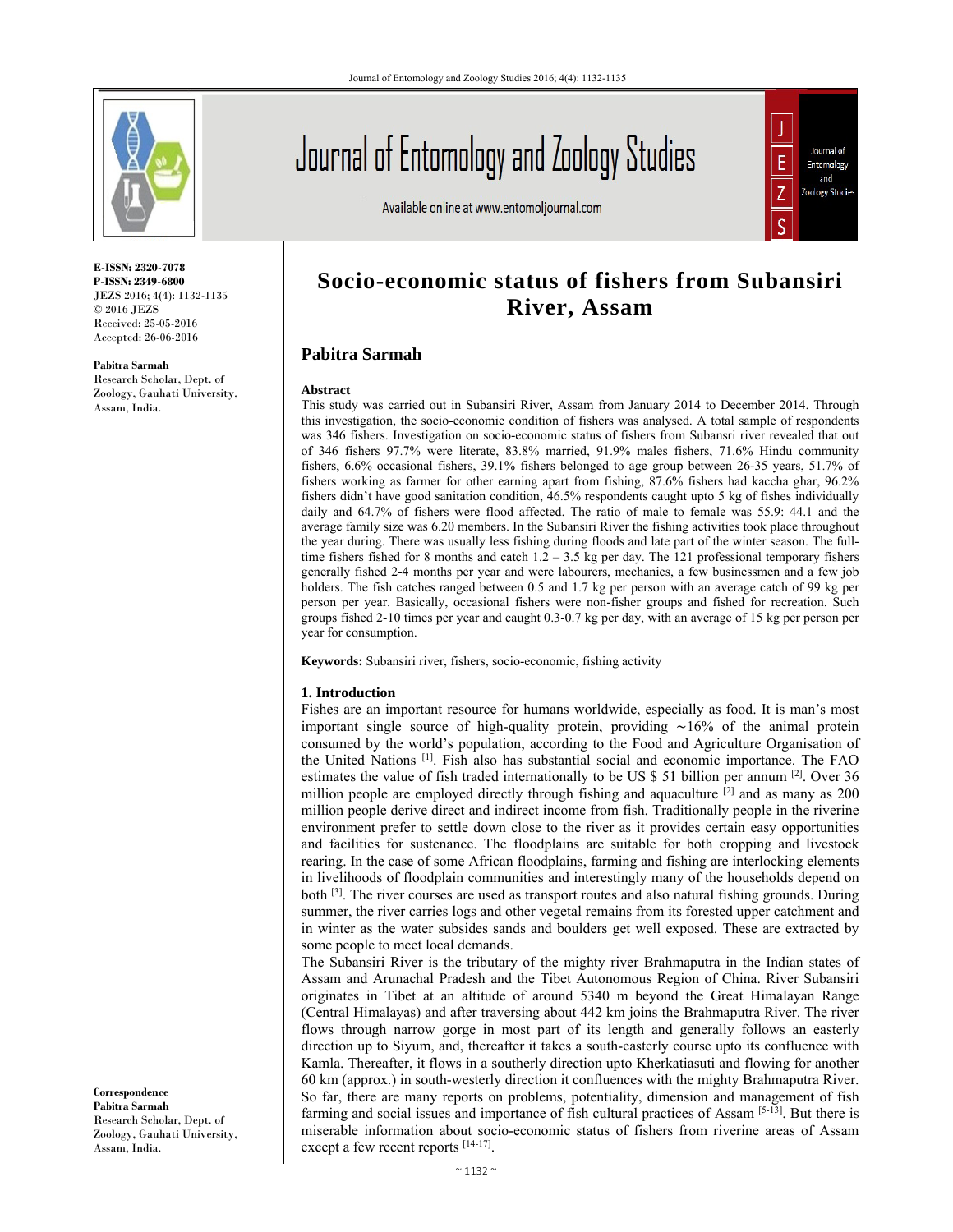E-ISSN: 2320-7078
P-ISSN: 2349-6800
JEZS 2016; 4(4): 1132-1135
© 2016 JEZS
Received: 25-05-2016
Accepted: 26-06-2016

**Pabitra Sarmah**
Research Scholar, Dept. of Zoology, Gauhati University, Assam, India.

**Correspondence**
**Pabitra Sarmah**
Research Scholar, Dept. of Zoology, Gauhati University, Assam, India.

# Socio-economic status of fishers from Subansiri River, Assam

## Pabitra Sarmah

### Abstract

This study was carried out in Subansiri River, Assam from January 2014 to December 2014. Through this investigation, the socio-economic condition of fishers was analysed. A total sample of respondents was 346 fishers. Investigation on socio-economic status of fishers from Subansri river revealed that out of 346 fishers 97.7% were literate, 83.8% married, 91.9% males fishers, 71.6% Hindu community fishers, 6.6% occasional fishers, 39.1% fishers belonged to age group between 26-35 years, 51.7% of fishers working as farmer for other earning apart from fishing, 87.6% fishers had kaccha ghar, 96.2% fishers didn't have good sanitation condition, 46.5% respondents caught upto 5 kg of fishes individually daily and 64.7% of fishers were flood affected. The ratio of male to female was 55.9: 44.1 and the average family size was 6.20 members. In the Subansiri River the fishing activities took place throughout the year during. There was usually less fishing during floods and late part of the winter season. The full-time fishers fished for 8 months and catch 1.2 – 3.5 kg per day. The 121 professional temporary fishers generally fished 2-4 months per year and were labourers, mechanics, a few businessmen and a few job holders. The fish catches ranged between 0.5 and 1.7 kg per person with an average catch of 99 kg per person per year. Basically, occasional fishers were non-fisher groups and fished for recreation. Such groups fished 2-10 times per year and caught 0.3-0.7 kg per day, with an average of 15 kg per person per year for consumption.

**Keywords:** Subansiri river, fishers, socio-economic, fishing activity

### 1. Introduction

Fishes are an important resource for humans worldwide, especially as food. It is man's most important single source of high-quality protein, providing ∼16% of the animal protein consumed by the world's population, according to the Food and Agriculture Organisation of the United Nations [1]. Fish also has substantial social and economic importance. The FAO estimates the value of fish traded internationally to be US $ 51 billion per annum [2]. Over 36 million people are employed directly through fishing and aquaculture [2] and as many as 200 million people derive direct and indirect income from fish. Traditionally people in the riverine environment prefer to settle down close to the river as it provides certain easy opportunities and facilities for sustenance. The floodplains are suitable for both cropping and livestock rearing. In the case of some African floodplains, farming and fishing are interlocking elements in livelihoods of floodplain communities and interestingly many of the households depend on both [3]. The river courses are used as transport routes and also natural fishing grounds. During summer, the river carries logs and other vegetal remains from its forested upper catchment and in winter as the water subsides sands and boulders get well exposed. These are extracted by some people to meet local demands.

The Subansiri River is the tributary of the mighty river Brahmaputra in the Indian states of Assam and Arunachal Pradesh and the Tibet Autonomous Region of China. River Subansiri originates in Tibet at an altitude of around 5340 m beyond the Great Himalayan Range (Central Himalayas) and after traversing about 442 km joins the Brahmaputra River. The river flows through narrow gorge in most part of its length and generally follows an easterly direction up to Siyum, and, thereafter it takes a south-easterly course upto its confluence with Kamla. Thereafter, it flows in a southerly direction upto Kherkatiasuti and flowing for another 60 km (approx.) in south-westerly direction it confluences with the mighty Brahmaputra River. So far, there are many reports on problems, potentiality, dimension and management of fish farming and social issues and importance of fish cultural practices of Assam [5-13]. But there is miserable information about socio-economic status of fishers from riverine areas of Assam except a few recent reports [14-17].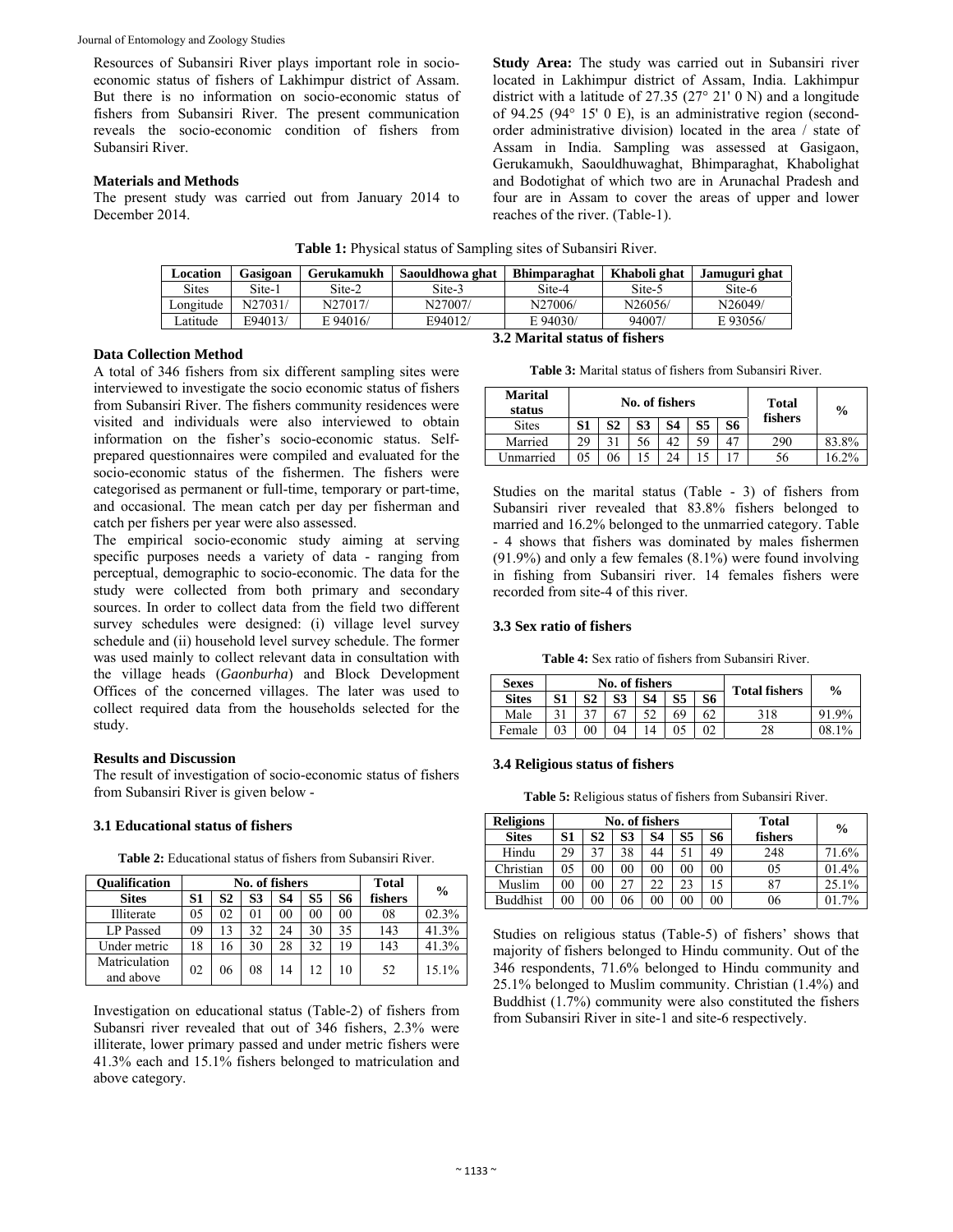Resources of Subansiri River plays important role in socio-economic status of fishers of Lakhimpur district of Assam. But there is no information on socio-economic status of fishers from Subansiri River. The present communication reveals the socio-economic condition of fishers from Subansiri River.

## Materials and Methods

The present study was carried out from January 2014 to December 2014.

**Study Area:** The study was carried out in Subansiri river located in Lakhimpur district of Assam, India. Lakhimpur district with a latitude of 27.35 (27° 21' 0 N) and a longitude of 94.25 (94° 15' 0 E), is an administrative region (second-order administrative division) located in the area / state of Assam in India. Sampling was assessed at Gasigaon, Gerukamukh, Saouldhuwaghat, Bhimparaghat, Khabolighat and Bodotighat of which two are in Arunachal Pradesh and four are in Assam to cover the areas of upper and lower reaches of the river. (Table-1).

**Table 1:** Physical status of Sampling sites of Subansiri River.

| Location | Gasigoan | Gerukamukh | Saouldhowa ghat | Bhimparaghat | Khaboli ghat | Jamuguri ghat |
|---|---|---|---|---|---|---|
| Sites | Site-1 | Site-2 | Site-3 | Site-4 | Site-5 | Site-6 |
| Longitude | N27031/ | N27017/ | N27007/ | N27006/ | N26056/ | N26049/ |
| Latitude | E94013/ | E 94016/ | E94012/ | E 94030/ | 94007/ | E 93056/ |

### Data Collection Method

A total of 346 fishers from six different sampling sites were interviewed to investigate the socio economic status of fishers from Subansiri River. The fishers community residences were visited and individuals were also interviewed to obtain information on the fisher's socio-economic status. Self-prepared questionnaires were compiled and evaluated for the socio-economic status of the fishermen. The fishers were categorised as permanent or full-time, temporary or part-time, and occasional. The mean catch per day per fisherman and catch per fishers per year were also assessed.

The empirical socio-economic study aiming at serving specific purposes needs a variety of data - ranging from perceptual, demographic to socio-economic. The data for the study were collected from both primary and secondary sources. In order to collect data from the field two different survey schedules were designed: (i) village level survey schedule and (ii) household level survey schedule. The former was used mainly to collect relevant data in consultation with the village heads (*Gaonburha*) and Block Development Offices of the concerned villages. The later was used to collect required data from the households selected for the study.

## Results and Discussion

The result of investigation of socio-economic status of fishers from Subansiri River is given below -

### 3.1 Educational status of fishers

**Table 2:** Educational status of fishers from Subansiri River.

| Qualification | No. of fishers | | | | | | Total fishers | % |
|---|---|---|---|---|---|---|---|---|
| Sites | S1 | S2 | S3 | S4 | S5 | S6 | | |
| Illiterate | 05 | 02 | 01 | 00 | 00 | 00 | 08 | 02.3% |
| LP Passed | 09 | 13 | 32 | 24 | 30 | 35 | 143 | 41.3% |
| Under metric | 18 | 16 | 30 | 28 | 32 | 19 | 143 | 41.3% |
| Matriculation and above | 02 | 06 | 08 | 14 | 12 | 10 | 52 | 15.1% |

Investigation on educational status (Table-2) of fishers from Subansri river revealed that out of 346 fishers, 2.3% were illiterate, lower primary passed and under metric fishers were 41.3% each and 15.1% fishers belonged to matriculation and above category.

### 3.2 Marital status of fishers

**Table 3:** Marital status of fishers from Subansiri River.

| Marital status | No. of fishers | | | | | | Total fishers | % |
|---|---|---|---|---|---|---|---|---|
| Sites | S1 | S2 | S3 | S4 | S5 | S6 | | |
| Married | 29 | 31 | 56 | 42 | 59 | 47 | 290 | 83.8% |
| Unmarried | 05 | 06 | 15 | 24 | 15 | 17 | 56 | 16.2% |

Studies on the marital status (Table - 3) of fishers from Subansiri river revealed that 83.8% fishers belonged to married and 16.2% belonged to the unmarried category. Table - 4 shows that fishers was dominated by males fishermen (91.9%) and only a few females (8.1%) were found involving in fishing from Subansiri river. 14 females fishers were recorded from site-4 of this river.

### 3.3 Sex ratio of fishers

**Table 4:** Sex ratio of fishers from Subansiri River.

| Sexes | No. of fishers | | | | | | Total fishers | % |
|---|---|---|---|---|---|---|---|---|
| Sites | S1 | S2 | S3 | S4 | S5 | S6 | | |
| Male | 31 | 37 | 67 | 52 | 69 | 62 | 318 | 91.9% |
| Female | 03 | 00 | 04 | 14 | 05 | 02 | 28 | 08.1% |

### 3.4 Religious status of fishers

**Table 5:** Religious status of fishers from Subansiri River.

| Religions | No. of fishers | | | | | | Total fishers | % |
|---|---|---|---|---|---|---|---|---|
| Sites | S1 | S2 | S3 | S4 | S5 | S6 | | |
| Hindu | 29 | 37 | 38 | 44 | 51 | 49 | 248 | 71.6% |
| Christian | 05 | 00 | 00 | 00 | 00 | 00 | 05 | 01.4% |
| Muslim | 00 | 00 | 27 | 22 | 23 | 15 | 87 | 25.1% |
| Buddhist | 00 | 00 | 06 | 00 | 00 | 00 | 06 | 01.7% |

Studies on religious status (Table-5) of fishers' shows that majority of fishers belonged to Hindu community. Out of the 346 respondents, 71.6% belonged to Hindu community and 25.1% belonged to Muslim community. Christian (1.4%) and Buddhist (1.7%) community were also constituted the fishers from Subansiri River in site-1 and site-6 respectively.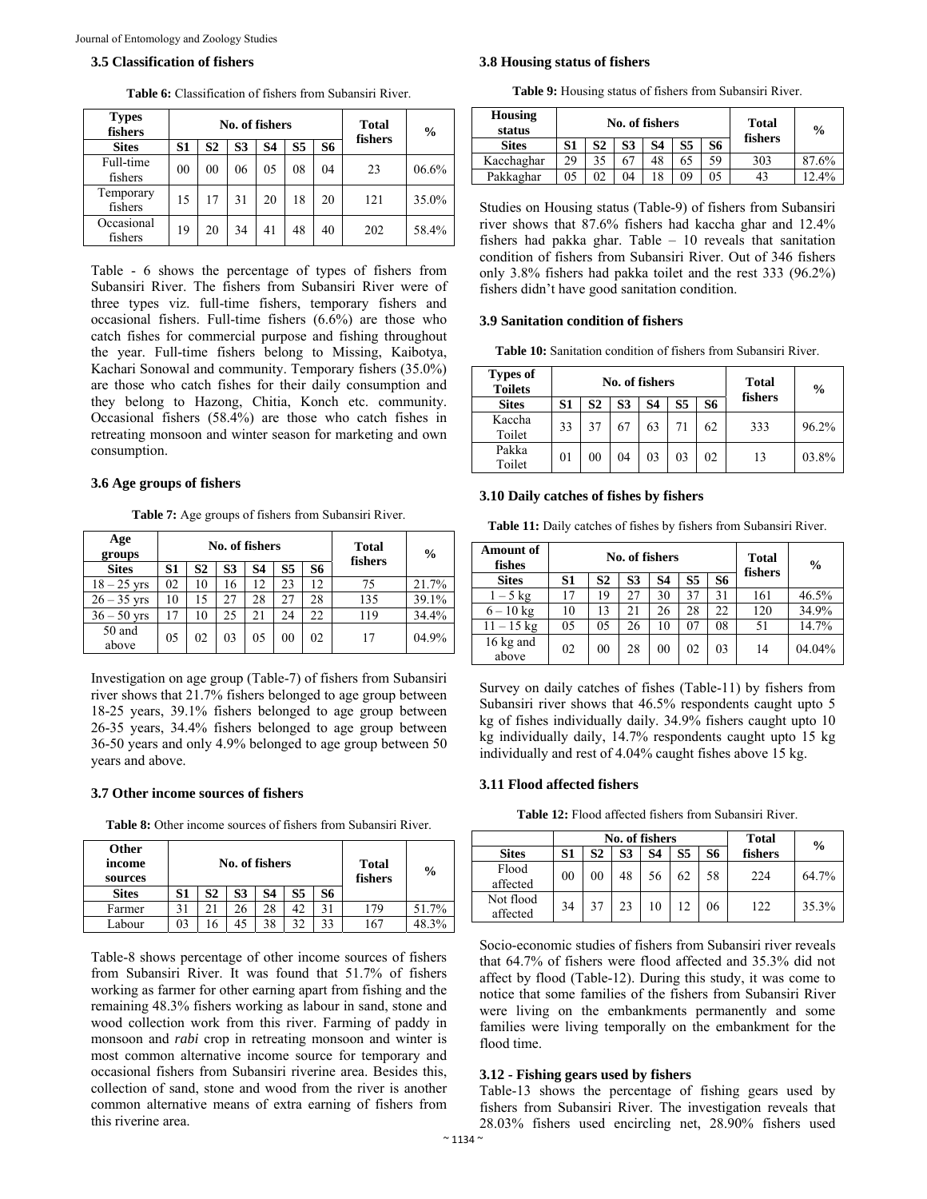### 3.5 Classification of fishers

**Table 6:** Classification of fishers from Subansiri River.

| Types fishers | No. of fishers | | | | | | Total fishers | % |
|---|---|---|---|---|---|---|---|---|
| Sites | S1 | S2 | S3 | S4 | S5 | S6 | | |
| Full-time fishers | 00 | 00 | 06 | 05 | 08 | 04 | 23 | 06.6% |
| Temporary fishers | 15 | 17 | 31 | 20 | 18 | 20 | 121 | 35.0% |
| Occasional fishers | 19 | 20 | 34 | 41 | 48 | 40 | 202 | 58.4% |

Table - 6 shows the percentage of types of fishers from Subansiri River. The fishers from Subansiri River were of three types viz. full-time fishers, temporary fishers and occasional fishers. Full-time fishers (6.6%) are those who catch fishes for commercial purpose and fishing throughout the year. Full-time fishers belong to Missing, Kaibotya, Kachari Sonowal and community. Temporary fishers (35.0%) are those who catch fishes for their daily consumption and they belong to Hazong, Chitia, Konch etc. community. Occasional fishers (58.4%) are those who catch fishes in retreating monsoon and winter season for marketing and own consumption.

### 3.6 Age groups of fishers

**Table 7:** Age groups of fishers from Subansiri River.

| Age groups | No. of fishers | | | | | | Total fishers | % |
|---|---|---|---|---|---|---|---|---|
| Sites | S1 | S2 | S3 | S4 | S5 | S6 | | |
| 18 – 25 yrs | 02 | 10 | 16 | 12 | 23 | 12 | 75 | 21.7% |
| 26 – 35 yrs | 10 | 15 | 27 | 28 | 27 | 28 | 135 | 39.1% |
| 36 – 50 yrs | 17 | 10 | 25 | 21 | 24 | 22 | 119 | 34.4% |
| 50 and above | 05 | 02 | 03 | 05 | 00 | 02 | 17 | 04.9% |

Investigation on age group (Table-7) of fishers from Subansiri river shows that 21.7% fishers belonged to age group between 18-25 years, 39.1% fishers belonged to age group between 26-35 years, 34.4% fishers belonged to age group between 36-50 years and only 4.9% belonged to age group between 50 years and above.

### 3.7 Other income sources of fishers

**Table 8:** Other income sources of fishers from Subansiri River.

| Other income sources | No. of fishers | | | | | | Total fishers | % |
|---|---|---|---|---|---|---|---|---|
| Sites | S1 | S2 | S3 | S4 | S5 | S6 | | |
| Farmer | 31 | 21 | 26 | 28 | 42 | 31 | 179 | 51.7% |
| Labour | 03 | 16 | 45 | 38 | 32 | 33 | 167 | 48.3% |

Table-8 shows percentage of other income sources of fishers from Subansiri River. It was found that 51.7% of fishers working as farmer for other earning apart from fishing and the remaining 48.3% fishers working as labour in sand, stone and wood collection work from this river. Farming of paddy in monsoon and *rabi* crop in retreating monsoon and winter is most common alternative income source for temporary and occasional fishers from Subansiri riverine area. Besides this, collection of sand, stone and wood from the river is another common alternative means of extra earning of fishers from this riverine area.

### 3.8 Housing status of fishers

**Table 9:** Housing status of fishers from Subansiri River.

| Housing status | No. of fishers | | | | | | Total fishers | % |
|---|---|---|---|---|---|---|---|---|
| Sites | S1 | S2 | S3 | S4 | S5 | S6 | | |
| Kacchaghar | 29 | 35 | 67 | 48 | 65 | 59 | 303 | 87.6% |
| Pakkaghar | 05 | 02 | 04 | 18 | 09 | 05 | 43 | 12.4% |

Studies on Housing status (Table-9) of fishers from Subansiri river shows that 87.6% fishers had kaccha ghar and 12.4% fishers had pakka ghar. Table – 10 reveals that sanitation condition of fishers from Subansiri River. Out of 346 fishers only 3.8% fishers had pakka toilet and the rest 333 (96.2%) fishers didn't have good sanitation condition.

### 3.9 Sanitation condition of fishers

**Table 10:** Sanitation condition of fishers from Subansiri River.

| Types of Toilets | No. of fishers | | | | | | Total fishers | % |
|---|---|---|---|---|---|---|---|---|
| Sites | S1 | S2 | S3 | S4 | S5 | S6 | | |
| Kaccha Toilet | 33 | 37 | 67 | 63 | 71 | 62 | 333 | 96.2% |
| Pakka Toilet | 01 | 00 | 04 | 03 | 03 | 02 | 13 | 03.8% |

### 3.10 Daily catches of fishes by fishers

**Table 11:** Daily catches of fishes by fishers from Subansiri River.

| Amount of fishes | No. of fishers | | | | | | Total fishers | % |
|---|---|---|---|---|---|---|---|---|
| Sites | S1 | S2 | S3 | S4 | S5 | S6 | | |
| 1 – 5 kg | 17 | 19 | 27 | 30 | 37 | 31 | 161 | 46.5% |
| 6 – 10 kg | 10 | 13 | 21 | 26 | 28 | 22 | 120 | 34.9% |
| 11 – 15 kg | 05 | 05 | 26 | 10 | 07 | 08 | 51 | 14.7% |
| 16 kg and above | 02 | 00 | 28 | 00 | 02 | 03 | 14 | 04.04% |

Survey on daily catches of fishes (Table-11) by fishers from Subansiri river shows that 46.5% respondents caught upto 5 kg of fishes individually daily. 34.9% fishers caught upto 10 kg individually daily, 14.7% respondents caught upto 15 kg individually and rest of 4.04% caught fishes above 15 kg.

### 3.11 Flood affected fishers

**Table 12:** Flood affected fishers from Subansiri River.

| | No. of fishers | | | | | | Total fishers | % |
|---|---|---|---|---|---|---|---|---|
| Sites | S1 | S2 | S3 | S4 | S5 | S6 | | |
| Flood affected | 00 | 00 | 48 | 56 | 62 | 58 | 224 | 64.7% |
| Not flood affected | 34 | 37 | 23 | 10 | 12 | 06 | 122 | 35.3% |

Socio-economic studies of fishers from Subansiri river reveals that 64.7% of fishers were flood affected and 35.3% did not affect by flood (Table-12). During this study, it was come to notice that some families of the fishers from Subansiri River were living on the embankments permanently and some families were living temporally on the embankment for the flood time.

### 3.12 - Fishing gears used by fishers

Table-13 shows the percentage of fishing gears used by fishers from Subansiri River. The investigation reveals that 28.03% fishers used encircling net, 28.90% fishers used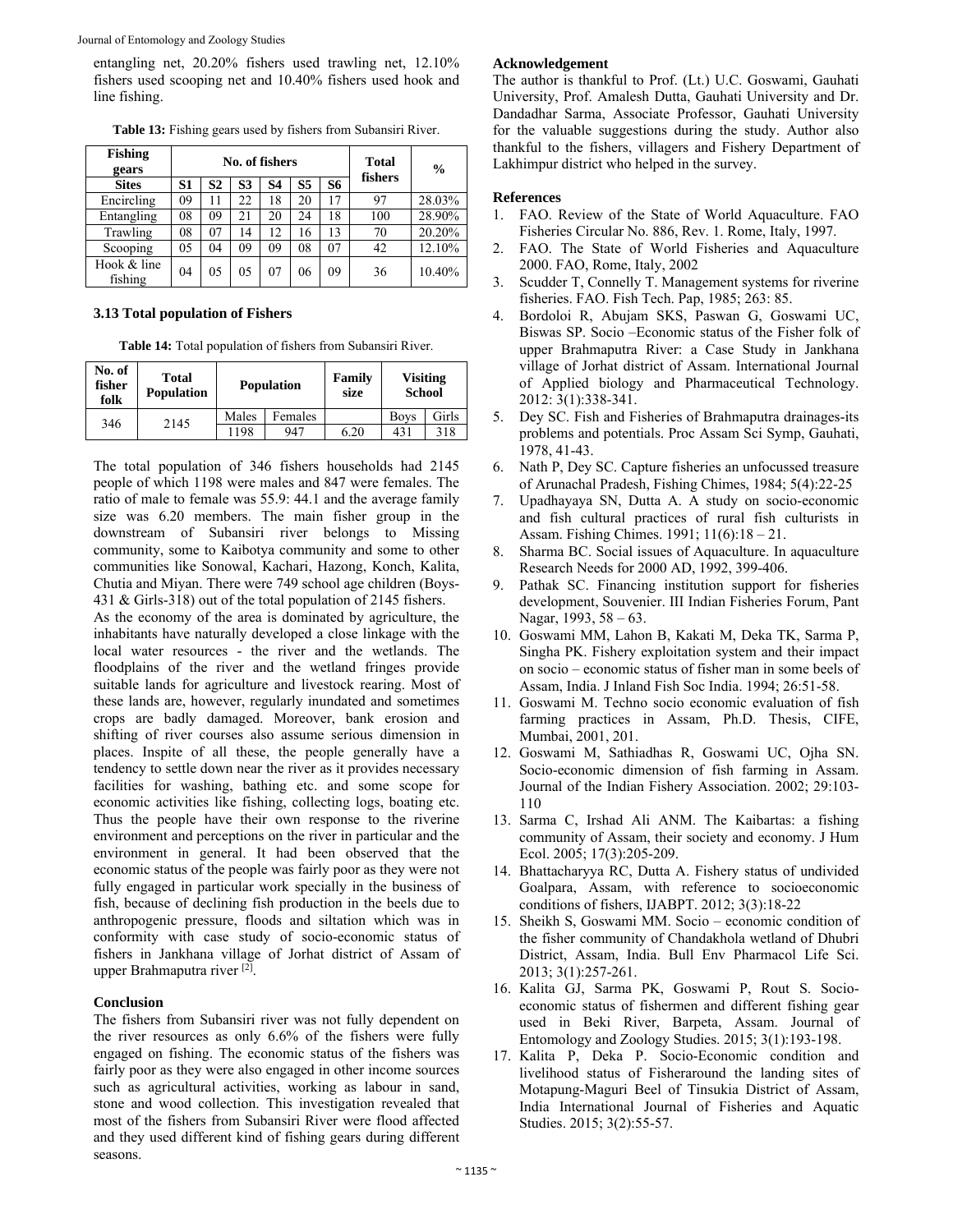entangling net, 20.20% fishers used trawling net, 12.10% fishers used scooping net and 10.40% fishers used hook and line fishing.

**Table 13:** Fishing gears used by fishers from Subansiri River.

| Fishing gears | No. of fishers | | | | | | Total fishers | % |
|---|---|---|---|---|---|---|---|---|
| Sites | S1 | S2 | S3 | S4 | S5 | S6 | | |
| Encircling | 09 | 11 | 22 | 18 | 20 | 17 | 97 | 28.03% |
| Entangling | 08 | 09 | 21 | 20 | 24 | 18 | 100 | 28.90% |
| Trawling | 08 | 07 | 14 | 12 | 16 | 13 | 70 | 20.20% |
| Scooping | 05 | 04 | 09 | 09 | 08 | 07 | 42 | 12.10% |
| Hook & line fishing | 04 | 05 | 05 | 07 | 06 | 09 | 36 | 10.40% |

### 3.13 Total population of Fishers

**Table 14:** Total population of fishers from Subansiri River.

| No. of fisher folk | Total Population | Population | | Family size | Visiting School | |
|---|---|---|---|---|---|---|
| | | Males | Females | | Boys | Girls |
| 346 | 2145 | 1198 | 947 | 6.20 | 431 | 318 |

The total population of 346 fishers households had 2145 people of which 1198 were males and 847 were females. The ratio of male to female was 55.9: 44.1 and the average family size was 6.20 members. The main fisher group in the downstream of Subansiri river belongs to Missing community, some to Kaibotya community and some to other communities like Sonowal, Kachari, Hazong, Konch, Kalita, Chutia and Miyan. There were 749 school age children (Boys-431 & Girls-318) out of the total population of 2145 fishers.

As the economy of the area is dominated by agriculture, the inhabitants have naturally developed a close linkage with the local water resources - the river and the wetlands. The floodplains of the river and the wetland fringes provide suitable lands for agriculture and livestock rearing. Most of these lands are, however, regularly inundated and sometimes crops are badly damaged. Moreover, bank erosion and shifting of river courses also assume serious dimension in places. Inspite of all these, the people generally have a tendency to settle down near the river as it provides necessary facilities for washing, bathing etc. and some scope for economic activities like fishing, collecting logs, boating etc. Thus the people have their own response to the riverine environment and perceptions on the river in particular and the environment in general. It had been observed that the economic status of the people was fairly poor as they were not fully engaged in particular work specially in the business of fish, because of declining fish production in the beels due to anthropogenic pressure, floods and siltation which was in conformity with case study of socio-economic status of fishers in Jankhana village of Jorhat district of Assam of upper Brahmaputra river [2].

## Conclusion

The fishers from Subansiri river was not fully dependent on the river resources as only 6.6% of the fishers were fully engaged on fishing. The economic status of the fishers was fairly poor as they were also engaged in other income sources such as agricultural activities, working as labour in sand, stone and wood collection. This investigation revealed that most of the fishers from Subansiri River were flood affected and they used different kind of fishing gears during different seasons.

## Acknowledgement

The author is thankful to Prof. (Lt.) U.C. Goswami, Gauhati University, Prof. Amalesh Dutta, Gauhati University and Dr. Dandadhar Sarma, Associate Professor, Gauhati University for the valuable suggestions during the study. Author also thankful to the fishers, villagers and Fishery Department of Lakhimpur district who helped in the survey.

## References

1. FAO. Review of the State of World Aquaculture. FAO Fisheries Circular No. 886, Rev. 1. Rome, Italy, 1997.
2. FAO. The State of World Fisheries and Aquaculture 2000. FAO, Rome, Italy, 2002
3. Scudder T, Connelly T. Management systems for riverine fisheries. FAO. Fish Tech. Pap, 1985; 263: 85.
4. Bordoloi R, Abujam SKS, Paswan G, Goswami UC, Biswas SP. Socio –Economic status of the Fisher folk of upper Brahmaputra River: a Case Study in Jankhana village of Jorhat district of Assam. International Journal of Applied biology and Pharmaceutical Technology. 2012: 3(1):338-341.
5. Dey SC. Fish and Fisheries of Brahmaputra drainages-its problems and potentials. Proc Assam Sci Symp, Gauhati, 1978, 41-43.
6. Nath P, Dey SC. Capture fisheries an unfocussed treasure of Arunachal Pradesh, Fishing Chimes, 1984; 5(4):22-25
7. Upadhayaya SN, Dutta A. A study on socio-economic and fish cultural practices of rural fish culturists in Assam. Fishing Chimes. 1991; 11(6):18 – 21.
8. Sharma BC. Social issues of Aquaculture. In aquaculture Research Needs for 2000 AD, 1992, 399-406.
9. Pathak SC. Financing institution support for fisheries development, Souvenier. III Indian Fisheries Forum, Pant Nagar, 1993, 58 – 63.
10. Goswami MM, Lahon B, Kakati M, Deka TK, Sarma P, Singha PK. Fishery exploitation system and their impact on socio – economic status of fisher man in some beels of Assam, India. J Inland Fish Soc India. 1994; 26:51-58.
11. Goswami M. Techno socio economic evaluation of fish farming practices in Assam, Ph.D. Thesis, CIFE, Mumbai, 2001, 201.
12. Goswami M, Sathiadhas R, Goswami UC, Ojha SN. Socio-economic dimension of fish farming in Assam. Journal of the Indian Fishery Association. 2002; 29:103-110
13. Sarma C, Irshad Ali ANM. The Kaibartas: a fishing community of Assam, their society and economy. J Hum Ecol. 2005; 17(3):205-209.
14. Bhattacharyya RC, Dutta A. Fishery status of undivided Goalpara, Assam, with reference to socioeconomic conditions of fishers, IJABPT. 2012; 3(3):18-22
15. Sheikh S, Goswami MM. Socio – economic condition of the fisher community of Chandakhola wetland of Dhubri District, Assam, India. Bull Env Pharmacol Life Sci. 2013; 3(1):257-261.
16. Kalita GJ, Sarma PK, Goswami P, Rout S. Socio-economic status of fishermen and different fishing gear used in Beki River, Barpeta, Assam. Journal of Entomology and Zoology Studies. 2015; 3(1):193-198.
17. Kalita P, Deka P. Socio-Economic condition and livelihood status of Fisheraround the landing sites of Motapung-Maguri Beel of Tinsukia District of Assam, India International Journal of Fisheries and Aquatic Studies. 2015; 3(2):55-57.